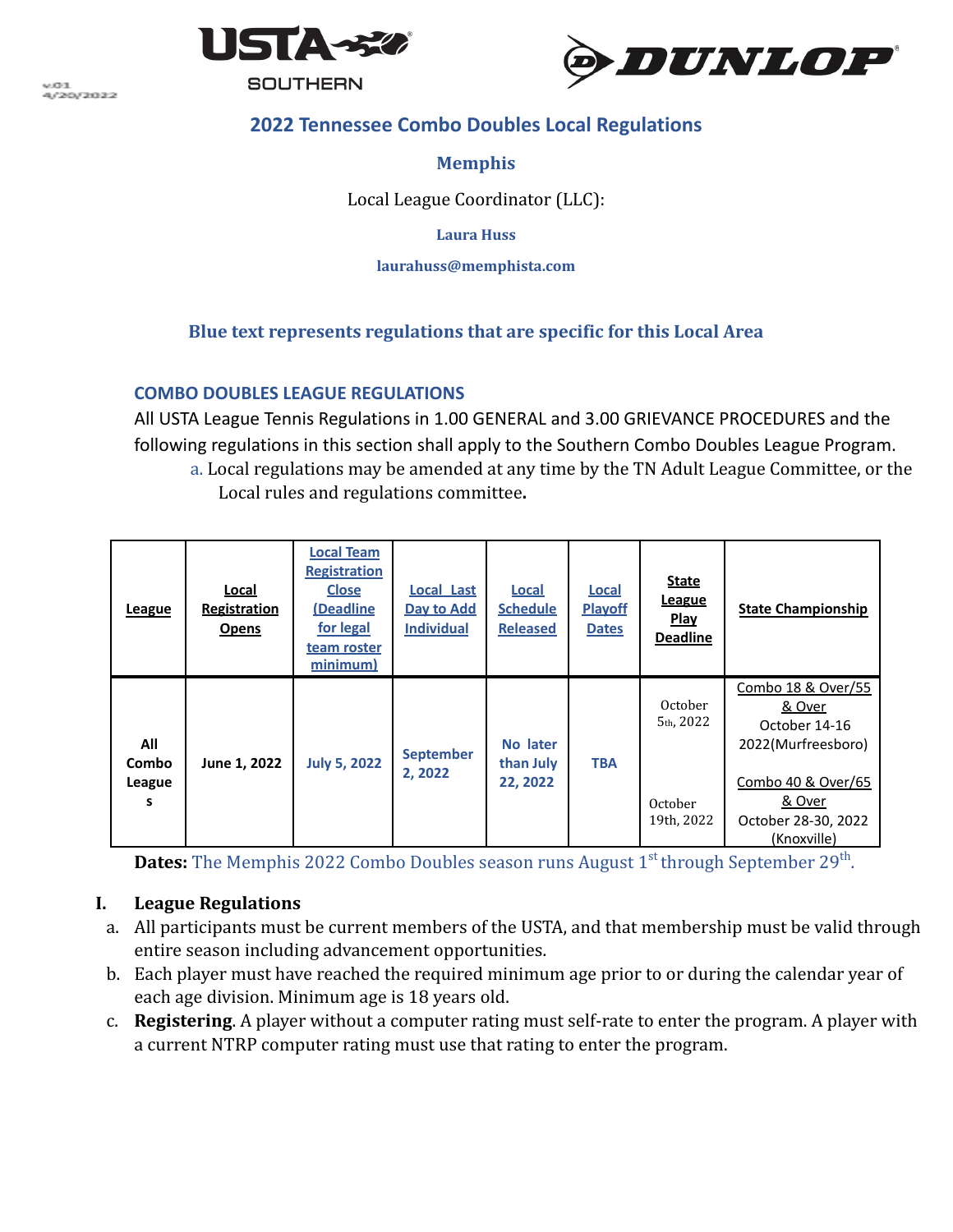v.01
4/20/2022

USTA SOUTHERN

DUNLOP

# 2022 Tennessee Combo Doubles Local Regulations

## Memphis

Local League Coordinator (LLC):

**Laura Huss**

**laurahuss@memphista.com**

**Blue text represents regulations that are specific for this Local Area**

## COMBO DOUBLES LEAGUE REGULATIONS

All USTA League Tennis Regulations in 1.00 GENERAL and 3.00 GRIEVANCE PROCEDURES and the following regulations in this section shall apply to the Southern Combo Doubles League Program.

a. Local regulations may be amended at any time by the TN Adult League Committee, or the Local rules and regulations committee**.**

| League | Local Registration Opens | Local Team Registration Close (Deadline for legal team roster minimum) | Local Last Day to Add Individual | Local Schedule Released | Local Playoff Dates | State League Play Deadline | State Championship |
|---|---|---|---|---|---|---|---|
| All Combo Leagues | June 1, 2022 | July 5, 2022 | September 2, 2022 | No later than July 22, 2022 | TBA | October 5th, 2022 | Combo 18 & Over/55 & Over<br>October 14-16 2022(Murfreesboro) |
| | | | | | | October 19th, 2022 | Combo 40 & Over/65 & Over<br>October 28-30, 2022 (Knoxville) |

**Dates:** The Memphis 2022 Combo Doubles season runs August 1st through September 29th.

## I. League Regulations

a. All participants must be current members of the USTA, and that membership must be valid through entire season including advancement opportunities.

b. Each player must have reached the required minimum age prior to or during the calendar year of each age division. Minimum age is 18 years old.

c. **Registering**. A player without a computer rating must self-rate to enter the program. A player with a current NTRP computer rating must use that rating to enter the program.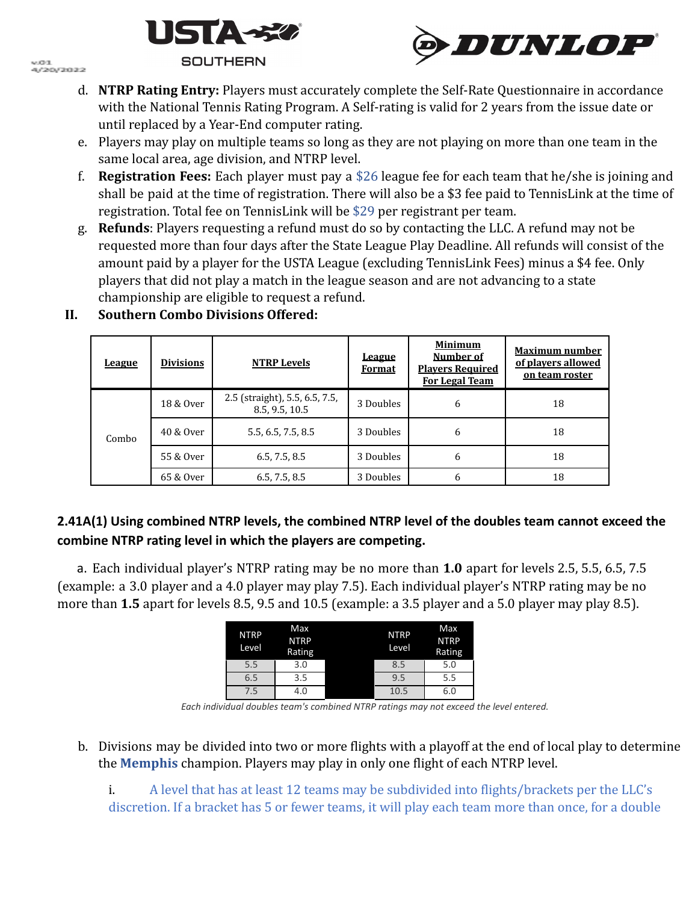d. **NTRP Rating Entry:** Players must accurately complete the Self-Rate Questionnaire in accordance with the National Tennis Rating Program. A Self-rating is valid for 2 years from the issue date or until replaced by a Year-End computer rating.

e. Players may play on multiple teams so long as they are not playing on more than one team in the same local area, age division, and NTRP level.

f. **Registration Fees:** Each player must pay a $26 league fee for each team that he/she is joining and shall be paid at the time of registration. There will also be a $3 fee paid to TennisLink at the time of registration. Total fee on TennisLink will be $29 per registrant per team.

g. **Refunds**: Players requesting a refund must do so by contacting the LLC. A refund may not be requested more than four days after the State League Play Deadline. All refunds will consist of the amount paid by a player for the USTA League (excluding TennisLink Fees) minus a $4 fee. Only players that did not play a match in the league season and are not advancing to a state championship are eligible to request a refund.

## II. Southern Combo Divisions Offered:

| League | Divisions | NTRP Levels | League Format | Minimum Number of Players Required For Legal Team | Maximum number of players allowed on team roster |
|---|---|---|---|---|---|
| Combo | 18 & Over | 2.5 (straight), 5.5, 6.5, 7.5, 8.5, 9.5, 10.5 | 3 Doubles | 6 | 18 |
| | 40 & Over | 5.5, 6.5, 7.5, 8.5 | 3 Doubles | 6 | 18 |
| | 55 & Over | 6.5, 7.5, 8.5 | 3 Doubles | 6 | 18 |
| | 65 & Over | 6.5, 7.5, 8.5 | 3 Doubles | 6 | 18 |

**2.41A(1) Using combined NTRP levels, the combined NTRP level of the doubles team cannot exceed the combine NTRP rating level in which the players are competing.**

a. Each individual player's NTRP rating may be no more than **1.0** apart for levels 2.5, 5.5, 6.5, 7.5 (example: a 3.0 player and a 4.0 player may play 7.5). Each individual player's NTRP rating may be no more than **1.5** apart for levels 8.5, 9.5 and 10.5 (example: a 3.5 player and a 5.0 player may play 8.5).

| NTRP Level | Max NTRP Rating | | NTRP Level | Max NTRP Rating |
|---|---|---|---|---|
| 5.5 | 3.0 | | 8.5 | 5.0 |
| 6.5 | 3.5 | | 9.5 | 5.5 |
| 7.5 | 4.0 | | 10.5 | 6.0 |

*Each individual doubles team's combined NTRP ratings may not exceed the level entered.*

b. Divisions may be divided into two or more flights with a playoff at the end of local play to determine the **Memphis** champion. Players may play in only one flight of each NTRP level.

i. A level that has at least 12 teams may be subdivided into flights/brackets per the LLC's discretion. If a bracket has 5 or fewer teams, it will play each team more than once, for a double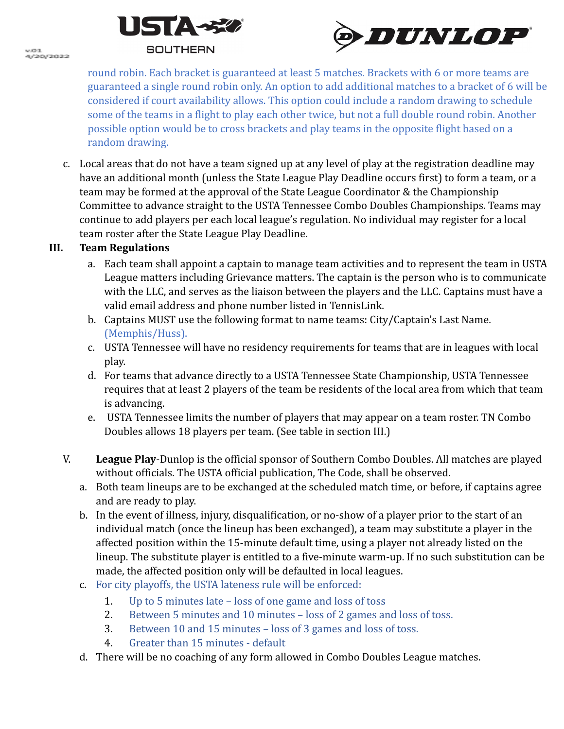round robin. Each bracket is guaranteed at least 5 matches. Brackets with 6 or more teams are guaranteed a single round robin only. An option to add additional matches to a bracket of 6 will be considered if court availability allows. This option could include a random drawing to schedule some of the teams in a flight to play each other twice, but not a full double round robin. Another possible option would be to cross brackets and play teams in the opposite flight based on a random drawing.

c. Local areas that do not have a team signed up at any level of play at the registration deadline may have an additional month (unless the State League Play Deadline occurs first) to form a team, or a team may be formed at the approval of the State League Coordinator & the Championship Committee to advance straight to the USTA Tennessee Combo Doubles Championships. Teams may continue to add players per each local league's regulation. No individual may register for a local team roster after the State League Play Deadline.

## III. Team Regulations

a. Each team shall appoint a captain to manage team activities and to represent the team in USTA League matters including Grievance matters. The captain is the person who is to communicate with the LLC, and serves as the liaison between the players and the LLC. Captains must have a valid email address and phone number listed in TennisLink.

b. Captains MUST use the following format to name teams: City/Captain's Last Name. (Memphis/Huss).

c. USTA Tennessee will have no residency requirements for teams that are in leagues with local play.

d. For teams that advance directly to a USTA Tennessee State Championship, USTA Tennessee requires that at least 2 players of the team be residents of the local area from which that team is advancing.

e. USTA Tennessee limits the number of players that may appear on a team roster. TN Combo Doubles allows 18 players per team. (See table in section III.)

## V. League Play

**League Play**-Dunlop is the official sponsor of Southern Combo Doubles. All matches are played without officials. The USTA official publication, The Code, shall be observed.

a. Both team lineups are to be exchanged at the scheduled match time, or before, if captains agree and are ready to play.

b. In the event of illness, injury, disqualification, or no-show of a player prior to the start of an individual match (once the lineup has been exchanged), a team may substitute a player in the affected position within the 15-minute default time, using a player not already listed on the lineup. The substitute player is entitled to a five-minute warm-up. If no such substitution can be made, the affected position only will be defaulted in local leagues.

c. For city playoffs, the USTA lateness rule will be enforced:
   1. Up to 5 minutes late – loss of one game and loss of toss
   2. Between 5 minutes and 10 minutes – loss of 2 games and loss of toss.
   3. Between 10 and 15 minutes – loss of 3 games and loss of toss.
   4. Greater than 15 minutes - default

d. There will be no coaching of any form allowed in Combo Doubles League matches.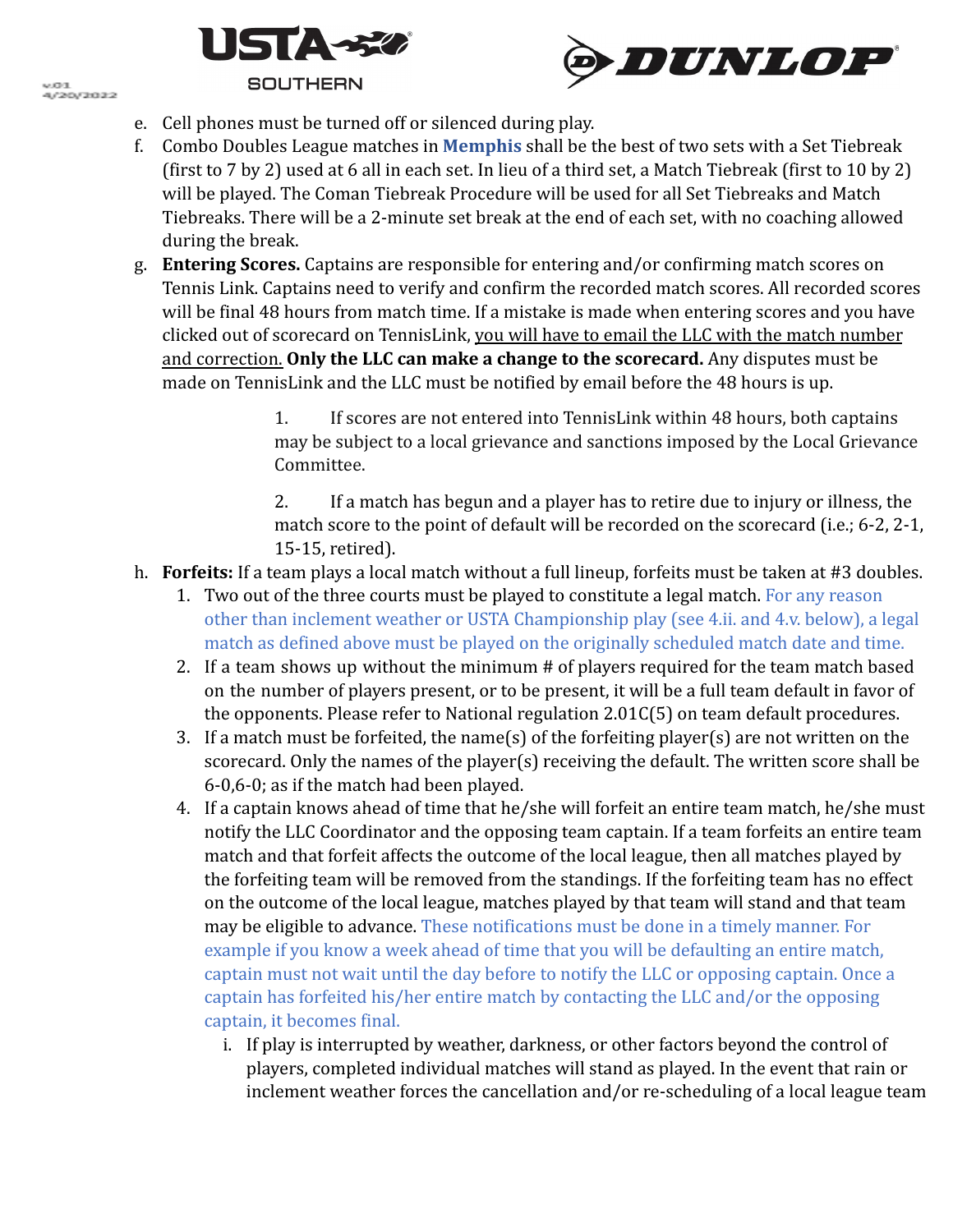e. Cell phones must be turned off or silenced during play.

f. Combo Doubles League matches in **Memphis** shall be the best of two sets with a Set Tiebreak (first to 7 by 2) used at 6 all in each set. In lieu of a third set, a Match Tiebreak (first to 10 by 2) will be played. The Coman Tiebreak Procedure will be used for all Set Tiebreaks and Match Tiebreaks. There will be a 2-minute set break at the end of each set, with no coaching allowed during the break.

g. **Entering Scores.** Captains are responsible for entering and/or confirming match scores on Tennis Link. Captains need to verify and confirm the recorded match scores. All recorded scores will be final 48 hours from match time. If a mistake is made when entering scores and you have clicked out of scorecard on TennisLink, you will have to email the LLC with the match number and correction. **Only the LLC can make a change to the scorecard.** Any disputes must be made on TennisLink and the LLC must be notified by email before the 48 hours is up.

  1. If scores are not entered into TennisLink within 48 hours, both captains may be subject to a local grievance and sanctions imposed by the Local Grievance Committee.

  2. If a match has begun and a player has to retire due to injury or illness, the match score to the point of default will be recorded on the scorecard (i.e.; 6-2, 2-1, 15-15, retired).

h. **Forfeits:** If a team plays a local match without a full lineup, forfeits must be taken at #3 doubles.

  1. Two out of the three courts must be played to constitute a legal match. For any reason other than inclement weather or USTA Championship play (see 4.ii. and 4.v. below), a legal match as defined above must be played on the originally scheduled match date and time.
  2. If a team shows up without the minimum # of players required for the team match based on the number of players present, or to be present, it will be a full team default in favor of the opponents. Please refer to National regulation 2.01C(5) on team default procedures.
  3. If a match must be forfeited, the name(s) of the forfeiting player(s) are not written on the scorecard. Only the names of the player(s) receiving the default. The written score shall be 6-0,6-0; as if the match had been played.
  4. If a captain knows ahead of time that he/she will forfeit an entire team match, he/she must notify the LLC Coordinator and the opposing team captain. If a team forfeits an entire team match and that forfeit affects the outcome of the local league, then all matches played by the forfeiting team will be removed from the standings. If the forfeiting team has no effect on the outcome of the local league, matches played by that team will stand and that team may be eligible to advance. These notifications must be done in a timely manner. For example if you know a week ahead of time that you will be defaulting an entire match, captain must not wait until the day before to notify the LLC or opposing captain. Once a captain has forfeited his/her entire match by contacting the LLC and/or the opposing captain, it becomes final.

     i. If play is interrupted by weather, darkness, or other factors beyond the control of players, completed individual matches will stand as played. In the event that rain or inclement weather forces the cancellation and/or re-scheduling of a local league team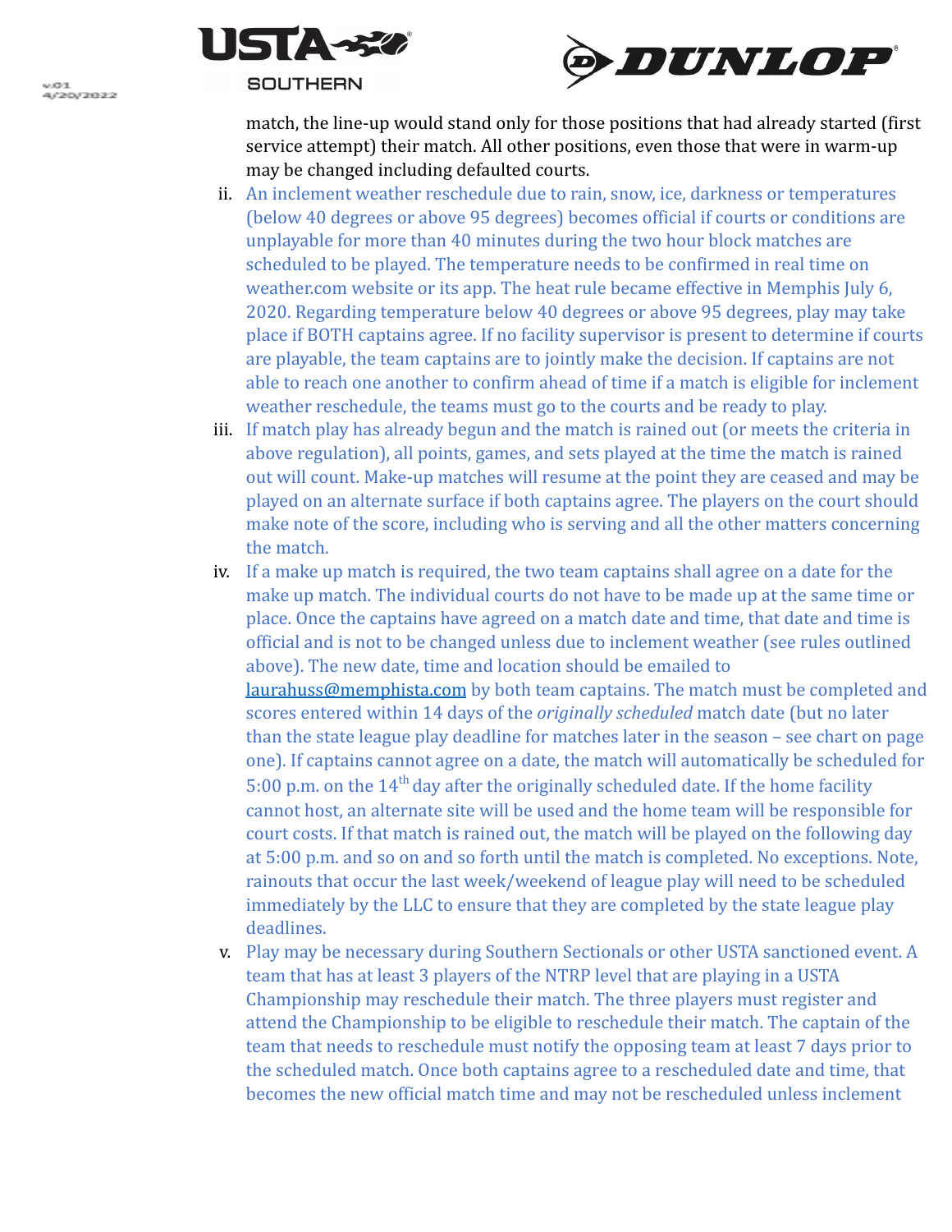match, the line-up would stand only for those positions that had already started (first service attempt) their match. All other positions, even those that were in warm-up may be changed including defaulted courts.

ii. An inclement weather reschedule due to rain, snow, ice, darkness or temperatures (below 40 degrees or above 95 degrees) becomes official if courts or conditions are unplayable for more than 40 minutes during the two hour block matches are scheduled to be played. The temperature needs to be confirmed in real time on weather.com website or its app. The heat rule became effective in Memphis July 6, 2020. Regarding temperature below 40 degrees or above 95 degrees, play may take place if BOTH captains agree. If no facility supervisor is present to determine if courts are playable, the team captains are to jointly make the decision. If captains are not able to reach one another to confirm ahead of time if a match is eligible for inclement weather reschedule, the teams must go to the courts and be ready to play.

iii. If match play has already begun and the match is rained out (or meets the criteria in above regulation), all points, games, and sets played at the time the match is rained out will count. Make-up matches will resume at the point they are ceased and may be played on an alternate surface if both captains agree. The players on the court should make note of the score, including who is serving and all the other matters concerning the match.

iv. If a make up match is required, the two team captains shall agree on a date for the make up match. The individual courts do not have to be made up at the same time or place. Once the captains have agreed on a match date and time, that date and time is official and is not to be changed unless due to inclement weather (see rules outlined above). The new date, time and location should be emailed to [laurahuss@memphista.com](mailto:laurahuss@memphista.com) by both team captains. The match must be completed and scores entered within 14 days of the *originally scheduled* match date (but no later than the state league play deadline for matches later in the season – see chart on page one). If captains cannot agree on a date, the match will automatically be scheduled for 5:00 p.m. on the 14th day after the originally scheduled date. If the home facility cannot host, an alternate site will be used and the home team will be responsible for court costs. If that match is rained out, the match will be played on the following day at 5:00 p.m. and so on and so forth until the match is completed. No exceptions. Note, rainouts that occur the last week/weekend of league play will need to be scheduled immediately by the LLC to ensure that they are completed by the state league play deadlines.

v. Play may be necessary during Southern Sectionals or other USTA sanctioned event. A team that has at least 3 players of the NTRP level that are playing in a USTA Championship may reschedule their match. The three players must register and attend the Championship to be eligible to reschedule their match. The captain of the team that needs to reschedule must notify the opposing team at least 7 days prior to the scheduled match. Once both captains agree to a rescheduled date and time, that becomes the new official match time and may not be rescheduled unless inclement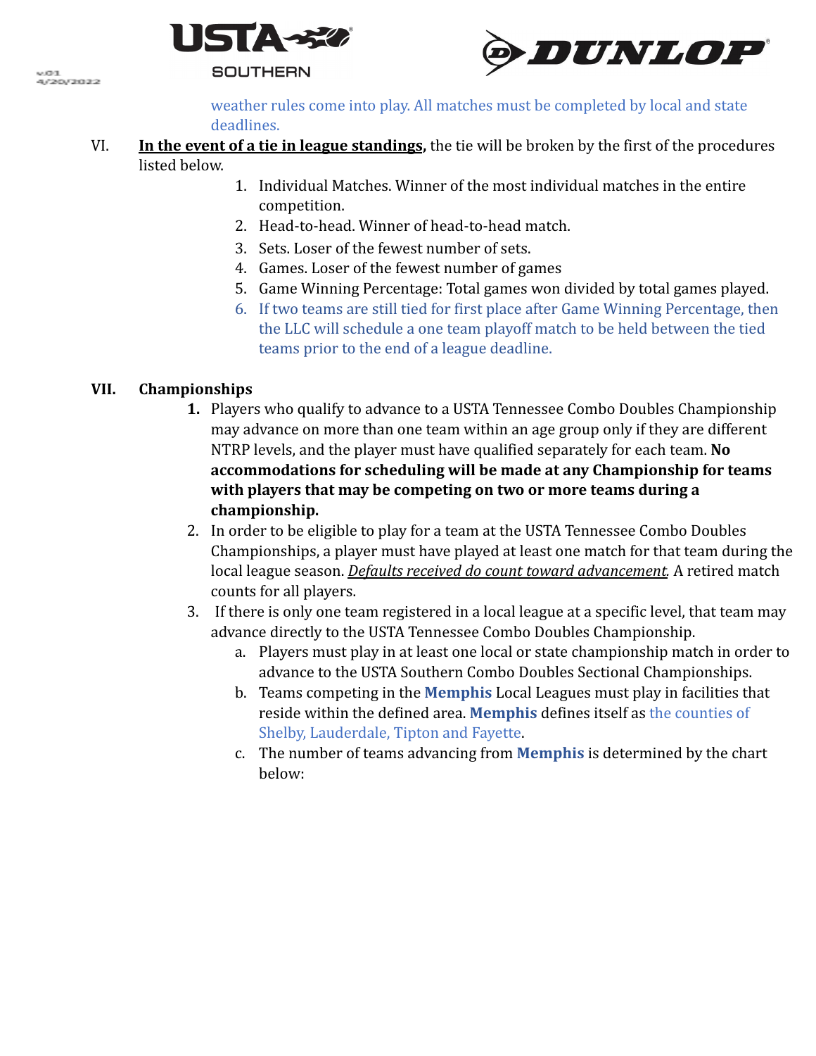weather rules come into play. All matches must be completed by local and state deadlines.

VI. **<u>In the event of a tie in league standings</u>,** the tie will be broken by the first of the procedures listed below.

1. Individual Matches. Winner of the most individual matches in the entire competition.
2. Head-to-head. Winner of head-to-head match.
3. Sets. Loser of the fewest number of sets.
4. Games. Loser of the fewest number of games
5. Game Winning Percentage: Total games won divided by total games played.
6. If two teams are still tied for first place after Game Winning Percentage, then the LLC will schedule a one team playoff match to be held between the tied teams prior to the end of a league deadline.

## VII. Championships

1. Players who qualify to advance to a USTA Tennessee Combo Doubles Championship may advance on more than one team within an age group only if they are different NTRP levels, and the player must have qualified separately for each team. **No accommodations for scheduling will be made at any Championship for teams with players that may be competing on two or more teams during a championship.**
2. In order to be eligible to play for a team at the USTA Tennessee Combo Doubles Championships, a player must have played at least one match for that team during the local league season. <u>*Defaults received do count toward advancement.*</u> A retired match counts for all players.
3. If there is only one team registered in a local league at a specific level, that team may advance directly to the USTA Tennessee Combo Doubles Championship.
   a. Players must play in at least one local or state championship match in order to advance to the USTA Southern Combo Doubles Sectional Championships.
   b. Teams competing in the **Memphis** Local Leagues must play in facilities that reside within the defined area. **Memphis** defines itself as the counties of Shelby, Lauderdale, Tipton and Fayette.
   c. The number of teams advancing from **Memphis** is determined by the chart below: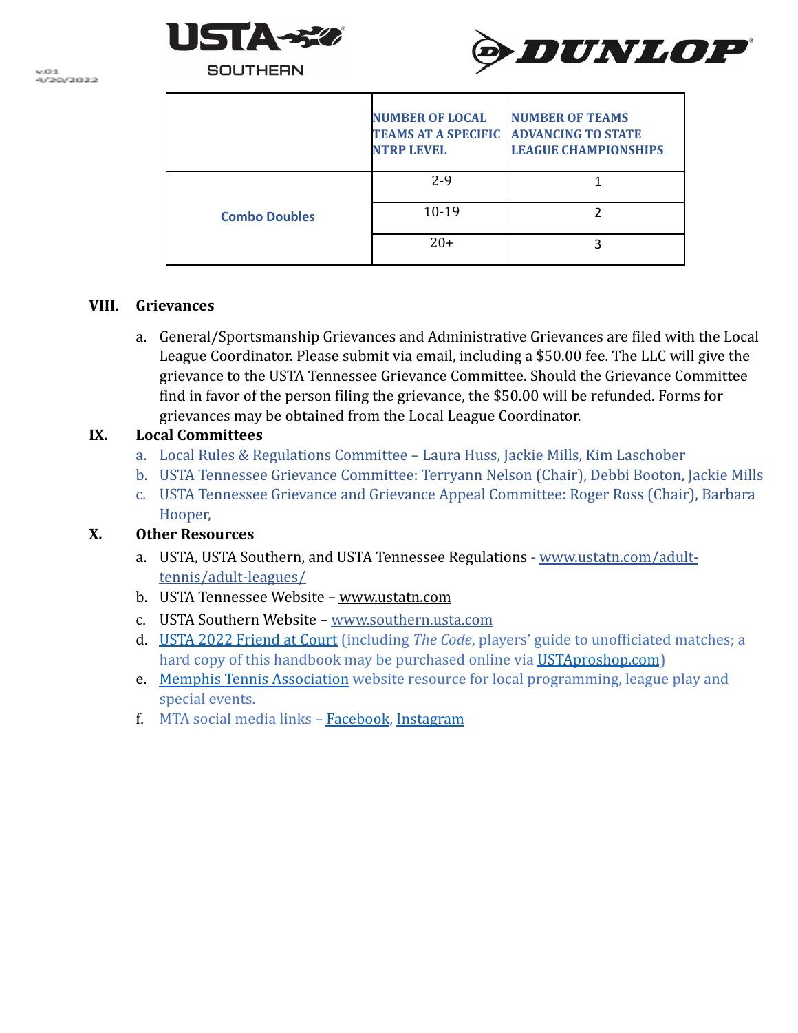| | NUMBER OF LOCAL TEAMS AT A SPECIFIC NTRP LEVEL | NUMBER OF TEAMS ADVANCING TO STATE LEAGUE CHAMPIONSHIPS |
|---|---|---|
| Combo Doubles | 2-9 | 1 |
| | 10-19 | 2 |
| | 20+ | 3 |

## VIII. Grievances

a. General/Sportsmanship Grievances and Administrative Grievances are filed with the Local League Coordinator. Please submit via email, including a $50.00 fee. The LLC will give the grievance to the USTA Tennessee Grievance Committee. Should the Grievance Committee find in favor of the person filing the grievance, the $50.00 will be refunded. Forms for grievances may be obtained from the Local League Coordinator.

## IX. Local Committees

a. Local Rules & Regulations Committee – Laura Huss, Jackie Mills, Kim Laschober
b. USTA Tennessee Grievance Committee: Terryann Nelson (Chair), Debbi Booton, Jackie Mills
c. USTA Tennessee Grievance and Grievance Appeal Committee: Roger Ross (Chair), Barbara Hooper,

## X. Other Resources

a. USTA, USTA Southern, and USTA Tennessee Regulations - www.ustatn.com/adult-tennis/adult-leagues/
b. USTA Tennessee Website – www.ustatn.com
c. USTA Southern Website – www.southern.usta.com
d. USTA 2022 Friend at Court (including *The Code*, players' guide to unofficiated matches; a hard copy of this handbook may be purchased online via USTAproshop.com)
e. Memphis Tennis Association website resource for local programming, league play and special events.
f. MTA social media links – Facebook, Instagram